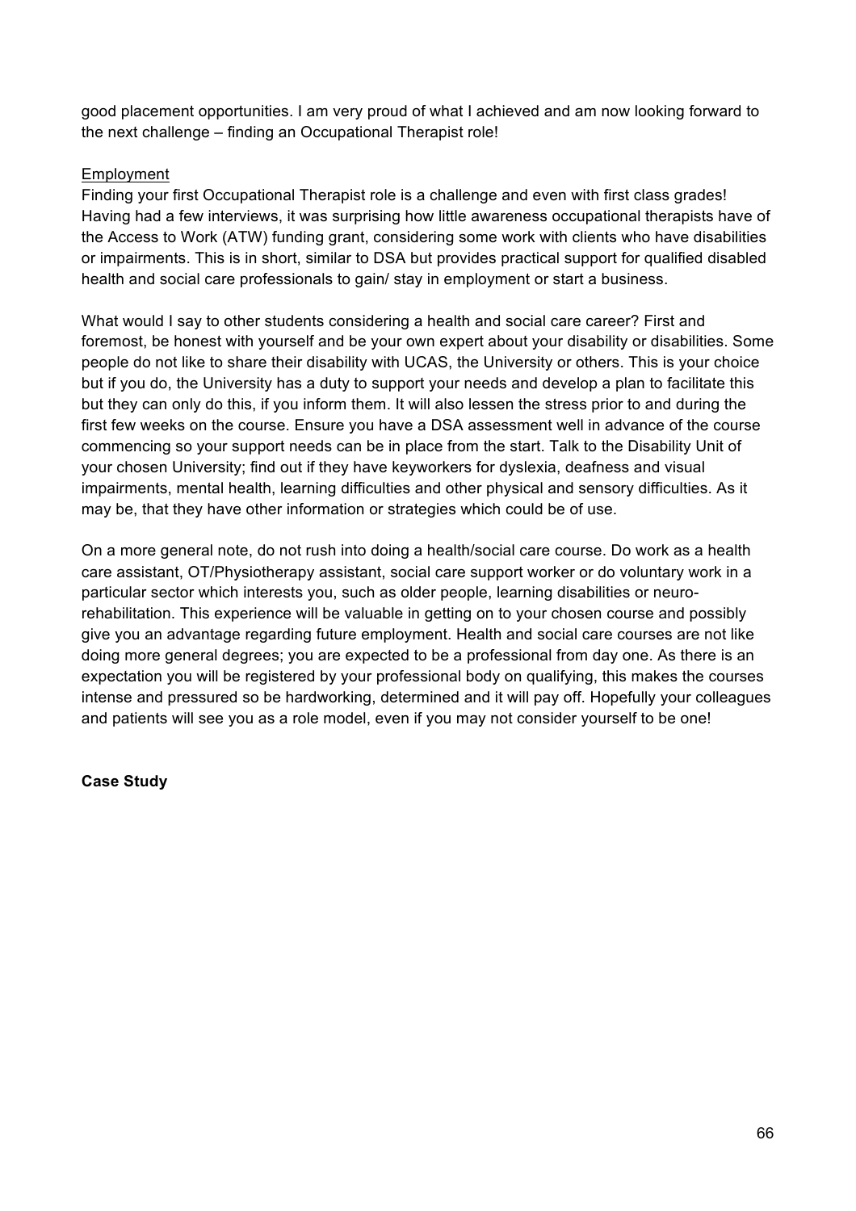good placement opportunities. I am very proud of what I achieved and am now looking forward to the next challenge – finding an Occupational Therapist role!

Employment

Finding your first Occupational Therapist role is a challenge and even with first class grades! Having had a few interviews, it was surprising how little awareness occupational therapists have of the Access to Work (ATW) funding grant, considering some work with clients who have disabilities or impairments. This is in short, similar to DSA but provides practical support for qualified disabled health and social care professionals to gain/ stay in employment or start a business.

What would I say to other students considering a health and social care career? First and foremost, be honest with yourself and be your own expert about your disability or disabilities. Some people do not like to share their disability with UCAS, the University or others. This is your choice but if you do, the University has a duty to support your needs and develop a plan to facilitate this but they can only do this, if you inform them. It will also lessen the stress prior to and during the first few weeks on the course. Ensure you have a DSA assessment well in advance of the course commencing so your support needs can be in place from the start. Talk to the Disability Unit of your chosen University; find out if they have keyworkers for dyslexia, deafness and visual impairments, mental health, learning difficulties and other physical and sensory difficulties. As it may be, that they have other information or strategies which could be of use.

On a more general note, do not rush into doing a health/social care course. Do work as a health care assistant, OT/Physiotherapy assistant, social care support worker or do voluntary work in a particular sector which interests you, such as older people, learning disabilities or neuro-rehabilitation. This experience will be valuable in getting on to your chosen course and possibly give you an advantage regarding future employment. Health and social care courses are not like doing more general degrees; you are expected to be a professional from day one. As there is an expectation you will be registered by your professional body on qualifying, this makes the courses intense and pressured so be hardworking, determined and it will pay off. Hopefully your colleagues and patients will see you as a role model, even if you may not consider yourself to be one!

**Case Study**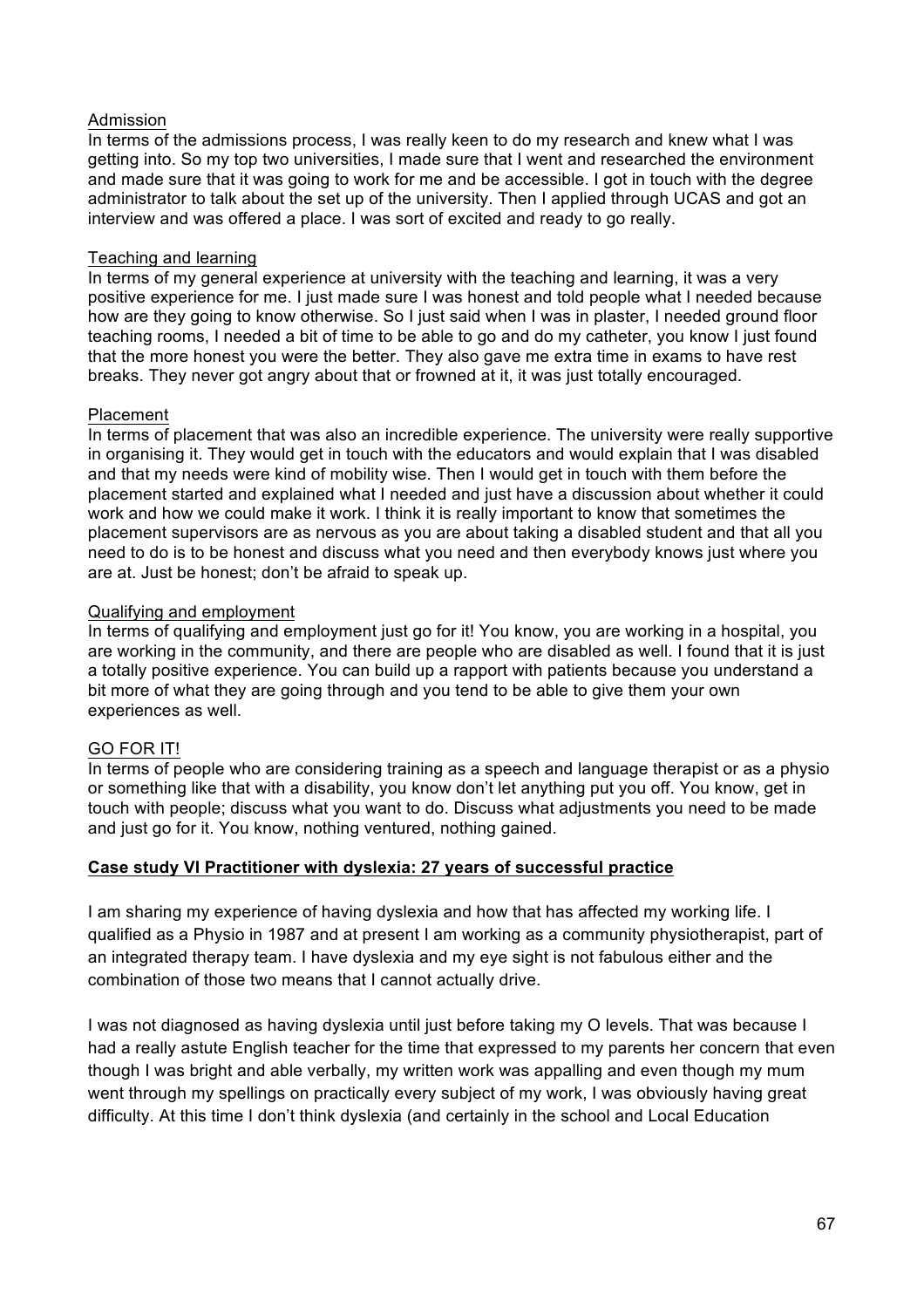Admission

In terms of the admissions process, I was really keen to do my research and knew what I was getting into. So my top two universities, I made sure that I went and researched the environment and made sure that it was going to work for me and be accessible. I got in touch with the degree administrator to talk about the set up of the university. Then I applied through UCAS and got an interview and was offered a place. I was sort of excited and ready to go really.

Teaching and learning

In terms of my general experience at university with the teaching and learning, it was a very positive experience for me. I just made sure I was honest and told people what I needed because how are they going to know otherwise. So I just said when I was in plaster, I needed ground floor teaching rooms, I needed a bit of time to be able to go and do my catheter, you know I just found that the more honest you were the better. They also gave me extra time in exams to have rest breaks. They never got angry about that or frowned at it, it was just totally encouraged.

Placement

In terms of placement that was also an incredible experience. The university were really supportive in organising it. They would get in touch with the educators and would explain that I was disabled and that my needs were kind of mobility wise. Then I would get in touch with them before the placement started and explained what I needed and just have a discussion about whether it could work and how we could make it work. I think it is really important to know that sometimes the placement supervisors are as nervous as you are about taking a disabled student and that all you need to do is to be honest and discuss what you need and then everybody knows just where you are at. Just be honest; don't be afraid to speak up.

Qualifying and employment

In terms of qualifying and employment just go for it! You know, you are working in a hospital, you are working in the community, and there are people who are disabled as well. I found that it is just a totally positive experience. You can build up a rapport with patients because you understand a bit more of what they are going through and you tend to be able to give them your own experiences as well.

GO FOR IT!

In terms of people who are considering training as a speech and language therapist or as a physio or something like that with a disability, you know don't let anything put you off. You know, get in touch with people; discuss what you want to do. Discuss what adjustments you need to be made and just go for it. You know, nothing ventured, nothing gained.

**Case study VI Practitioner with dyslexia: 27 years of successful practice**

I am sharing my experience of having dyslexia and how that has affected my working life. I qualified as a Physio in 1987 and at present I am working as a community physiotherapist, part of an integrated therapy team. I have dyslexia and my eye sight is not fabulous either and the combination of those two means that I cannot actually drive.

I was not diagnosed as having dyslexia until just before taking my O levels. That was because I had a really astute English teacher for the time that expressed to my parents her concern that even though I was bright and able verbally, my written work was appalling and even though my mum went through my spellings on practically every subject of my work, I was obviously having great difficulty. At this time I don't think dyslexia (and certainly in the school and Local Education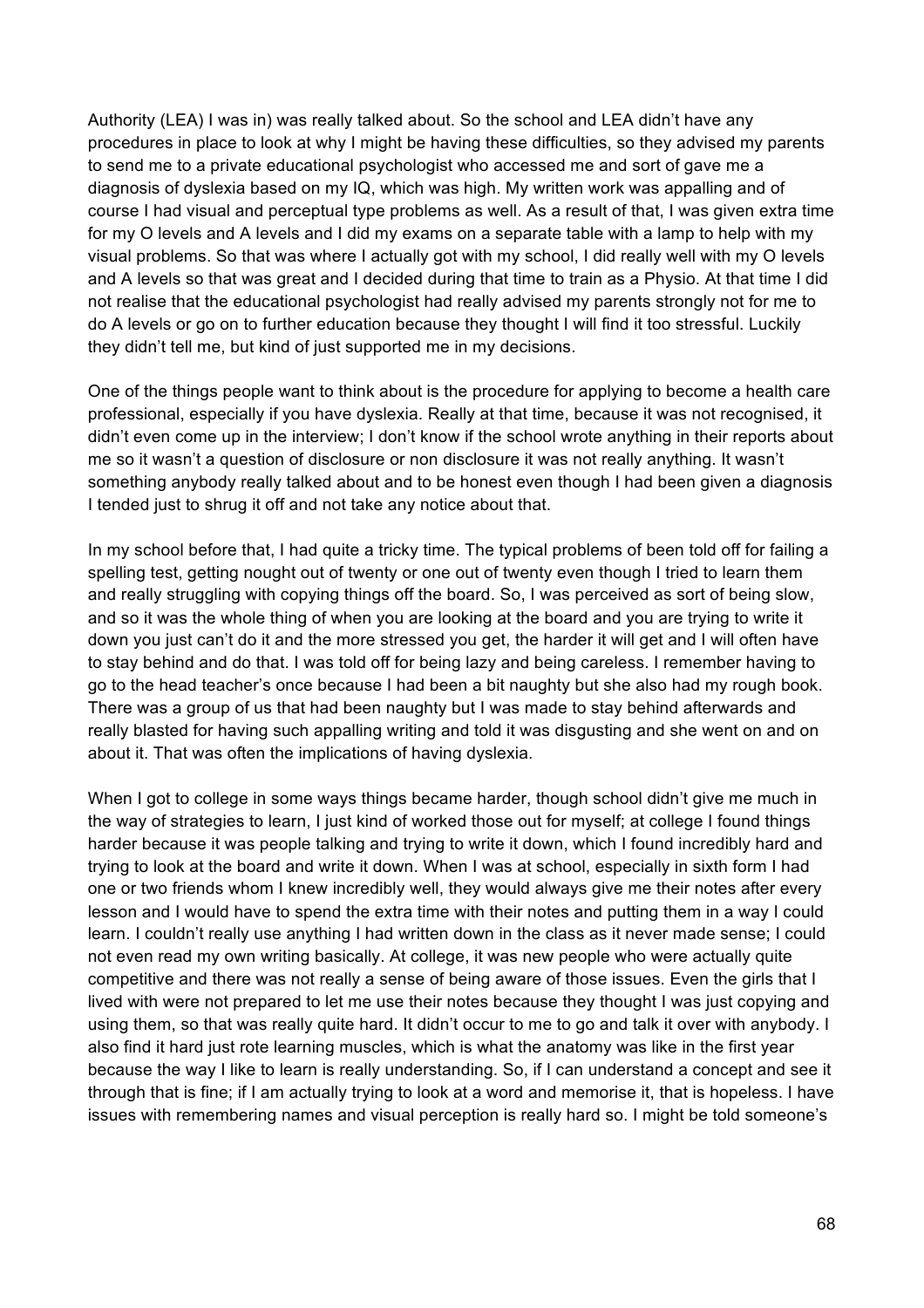Authority (LEA) I was in) was really talked about. So the school and LEA didn't have any procedures in place to look at why I might be having these difficulties, so they advised my parents to send me to a private educational psychologist who accessed me and sort of gave me a diagnosis of dyslexia based on my IQ, which was high. My written work was appalling and of course I had visual and perceptual type problems as well. As a result of that, I was given extra time for my O levels and A levels and I did my exams on a separate table with a lamp to help with my visual problems. So that was where I actually got with my school, I did really well with my O levels and A levels so that was great and I decided during that time to train as a Physio. At that time I did not realise that the educational psychologist had really advised my parents strongly not for me to do A levels or go on to further education because they thought I will find it too stressful. Luckily they didn't tell me, but kind of just supported me in my decisions.

One of the things people want to think about is the procedure for applying to become a health care professional, especially if you have dyslexia. Really at that time, because it was not recognised, it didn't even come up in the interview; I don't know if the school wrote anything in their reports about me so it wasn't a question of disclosure or non disclosure it was not really anything. It wasn't something anybody really talked about and to be honest even though I had been given a diagnosis I tended just to shrug it off and not take any notice about that.

In my school before that, I had quite a tricky time. The typical problems of been told off for failing a spelling test, getting nought out of twenty or one out of twenty even though I tried to learn them and really struggling with copying things off the board. So, I was perceived as sort of being slow, and so it was the whole thing of when you are looking at the board and you are trying to write it down you just can't do it and the more stressed you get, the harder it will get and I will often have to stay behind and do that. I was told off for being lazy and being careless. I remember having to go to the head teacher's once because I had been a bit naughty but she also had my rough book. There was a group of us that had been naughty but I was made to stay behind afterwards and really blasted for having such appalling writing and told it was disgusting and she went on and on about it. That was often the implications of having dyslexia.

When I got to college in some ways things became harder, though school didn't give me much in the way of strategies to learn, I just kind of worked those out for myself; at college I found things harder because it was people talking and trying to write it down, which I found incredibly hard and trying to look at the board and write it down. When I was at school, especially in sixth form I had one or two friends whom I knew incredibly well, they would always give me their notes after every lesson and I would have to spend the extra time with their notes and putting them in a way I could learn. I couldn't really use anything I had written down in the class as it never made sense; I could not even read my own writing basically. At college, it was new people who were actually quite competitive and there was not really a sense of being aware of those issues. Even the girls that I lived with were not prepared to let me use their notes because they thought I was just copying and using them, so that was really quite hard. It didn't occur to me to go and talk it over with anybody. I also find it hard just rote learning muscles, which is what the anatomy was like in the first year because the way I like to learn is really understanding. So, if I can understand a concept and see it through that is fine; if I am actually trying to look at a word and memorise it, that is hopeless. I have issues with remembering names and visual perception is really hard so. I might be told someone's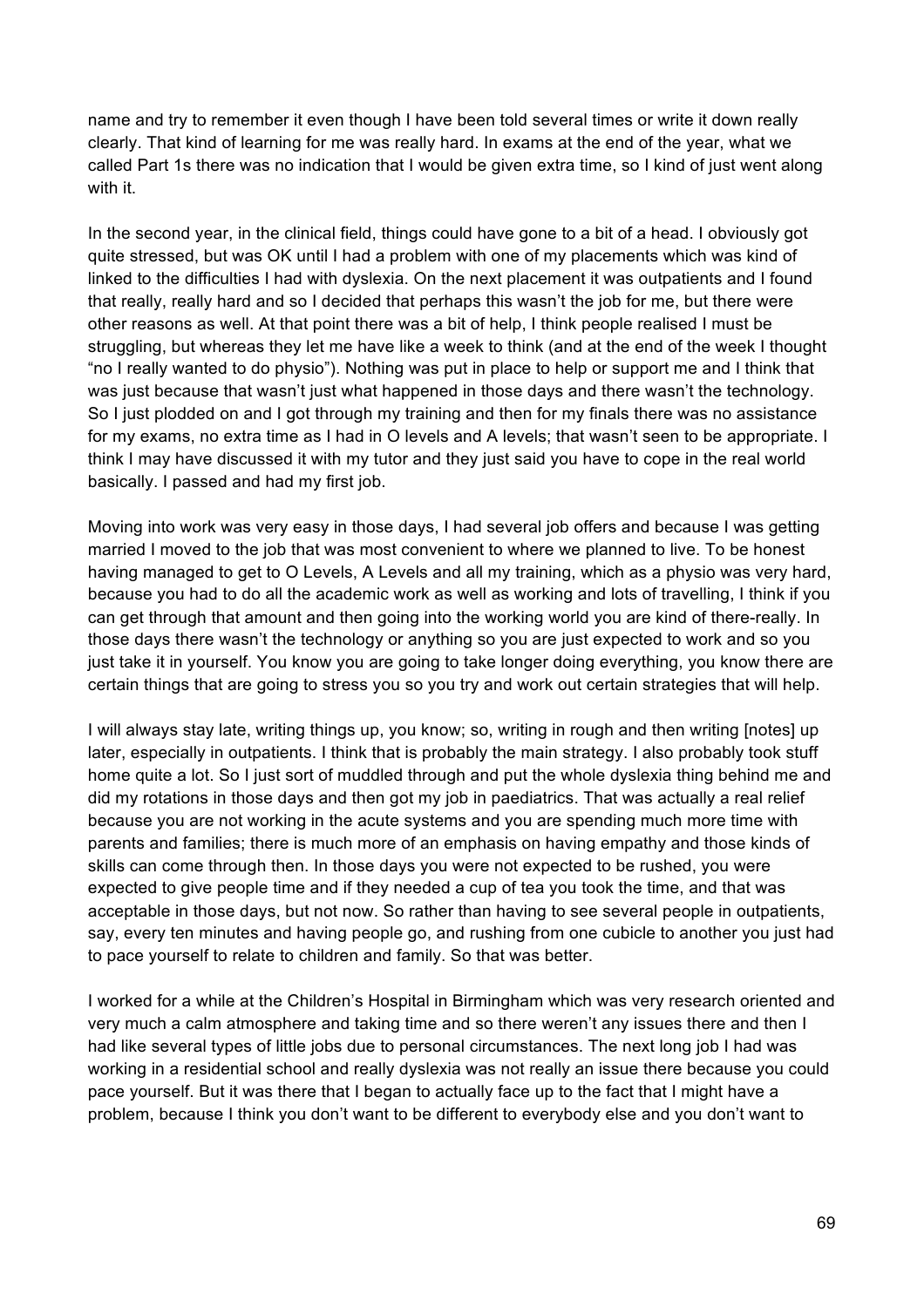name and try to remember it even though I have been told several times or write it down really clearly. That kind of learning for me was really hard. In exams at the end of the year, what we called Part 1s there was no indication that I would be given extra time, so I kind of just went along with it.

In the second year, in the clinical field, things could have gone to a bit of a head. I obviously got quite stressed, but was OK until I had a problem with one of my placements which was kind of linked to the difficulties I had with dyslexia. On the next placement it was outpatients and I found that really, really hard and so I decided that perhaps this wasn't the job for me, but there were other reasons as well. At that point there was a bit of help, I think people realised I must be struggling, but whereas they let me have like a week to think (and at the end of the week I thought "no I really wanted to do physio"). Nothing was put in place to help or support me and I think that was just because that wasn't just what happened in those days and there wasn't the technology. So I just plodded on and I got through my training and then for my finals there was no assistance for my exams, no extra time as I had in O levels and A levels; that wasn't seen to be appropriate. I think I may have discussed it with my tutor and they just said you have to cope in the real world basically. I passed and had my first job.

Moving into work was very easy in those days, I had several job offers and because I was getting married I moved to the job that was most convenient to where we planned to live. To be honest having managed to get to O Levels, A Levels and all my training, which as a physio was very hard, because you had to do all the academic work as well as working and lots of travelling, I think if you can get through that amount and then going into the working world you are kind of there-really. In those days there wasn't the technology or anything so you are just expected to work and so you just take it in yourself. You know you are going to take longer doing everything, you know there are certain things that are going to stress you so you try and work out certain strategies that will help.

I will always stay late, writing things up, you know; so, writing in rough and then writing [notes] up later, especially in outpatients. I think that is probably the main strategy. I also probably took stuff home quite a lot. So I just sort of muddled through and put the whole dyslexia thing behind me and did my rotations in those days and then got my job in paediatrics. That was actually a real relief because you are not working in the acute systems and you are spending much more time with parents and families; there is much more of an emphasis on having empathy and those kinds of skills can come through then. In those days you were not expected to be rushed, you were expected to give people time and if they needed a cup of tea you took the time, and that was acceptable in those days, but not now. So rather than having to see several people in outpatients, say, every ten minutes and having people go, and rushing from one cubicle to another you just had to pace yourself to relate to children and family. So that was better.

I worked for a while at the Children's Hospital in Birmingham which was very research oriented and very much a calm atmosphere and taking time and so there weren't any issues there and then I had like several types of little jobs due to personal circumstances. The next long job I had was working in a residential school and really dyslexia was not really an issue there because you could pace yourself. But it was there that I began to actually face up to the fact that I might have a problem, because I think you don't want to be different to everybody else and you don't want to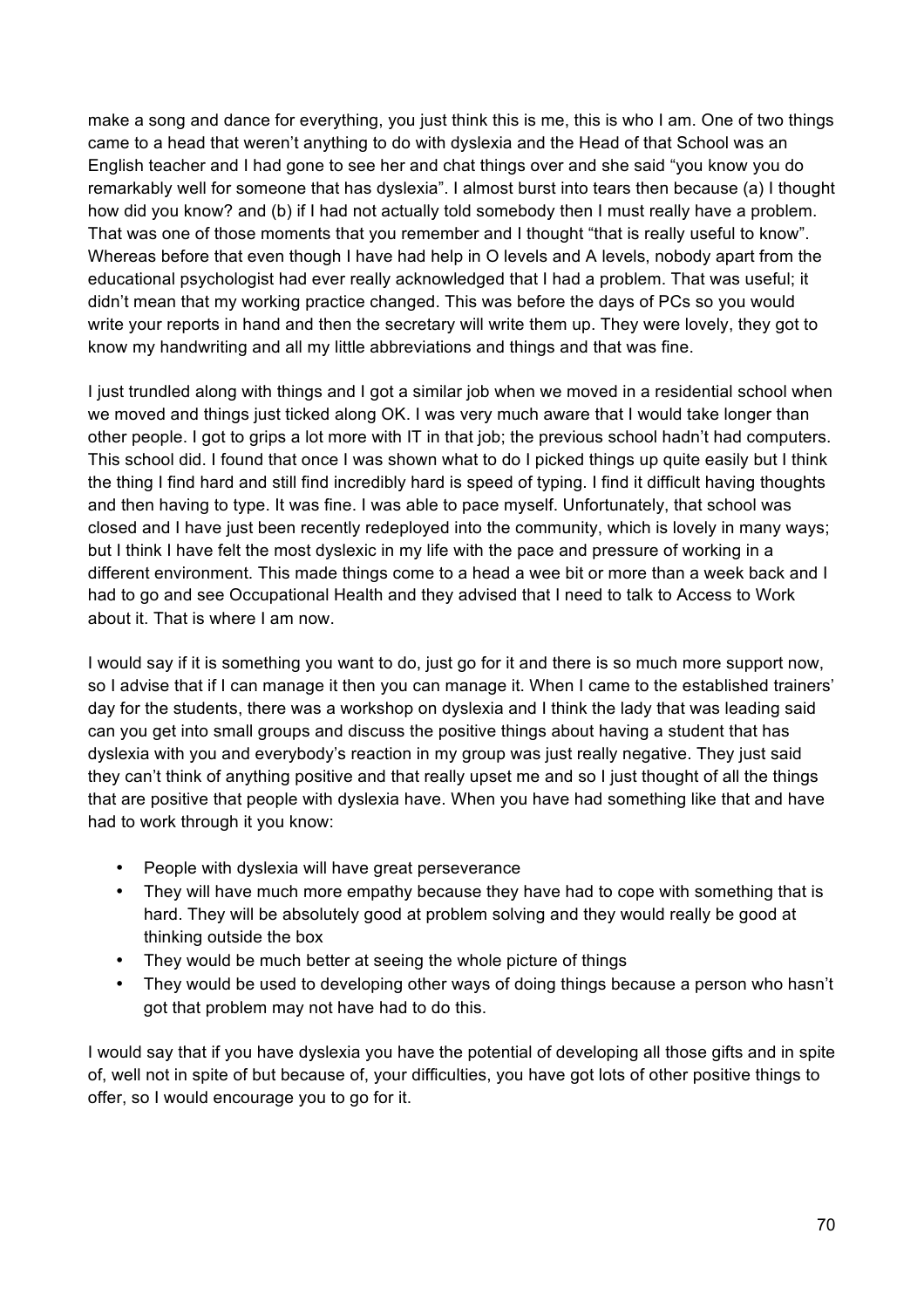make a song and dance for everything, you just think this is me, this is who I am. One of two things came to a head that weren't anything to do with dyslexia and the Head of that School was an English teacher and I had gone to see her and chat things over and she said "you know you do remarkably well for someone that has dyslexia". I almost burst into tears then because (a) I thought how did you know? and (b) if I had not actually told somebody then I must really have a problem. That was one of those moments that you remember and I thought "that is really useful to know". Whereas before that even though I have had help in O levels and A levels, nobody apart from the educational psychologist had ever really acknowledged that I had a problem. That was useful; it didn't mean that my working practice changed. This was before the days of PCs so you would write your reports in hand and then the secretary will write them up. They were lovely, they got to know my handwriting and all my little abbreviations and things and that was fine.

I just trundled along with things and I got a similar job when we moved in a residential school when we moved and things just ticked along OK. I was very much aware that I would take longer than other people. I got to grips a lot more with IT in that job; the previous school hadn't had computers. This school did. I found that once I was shown what to do I picked things up quite easily but I think the thing I find hard and still find incredibly hard is speed of typing. I find it difficult having thoughts and then having to type. It was fine. I was able to pace myself. Unfortunately, that school was closed and I have just been recently redeployed into the community, which is lovely in many ways; but I think I have felt the most dyslexic in my life with the pace and pressure of working in a different environment. This made things come to a head a wee bit or more than a week back and I had to go and see Occupational Health and they advised that I need to talk to Access to Work about it. That is where I am now.

I would say if it is something you want to do, just go for it and there is so much more support now, so I advise that if I can manage it then you can manage it. When I came to the established trainers' day for the students, there was a workshop on dyslexia and I think the lady that was leading said can you get into small groups and discuss the positive things about having a student that has dyslexia with you and everybody's reaction in my group was just really negative. They just said they can't think of anything positive and that really upset me and so I just thought of all the things that are positive that people with dyslexia have. When you have had something like that and have had to work through it you know:

- People with dyslexia will have great perseverance
- They will have much more empathy because they have had to cope with something that is hard. They will be absolutely good at problem solving and they would really be good at thinking outside the box
- They would be much better at seeing the whole picture of things
- They would be used to developing other ways of doing things because a person who hasn't got that problem may not have had to do this.

I would say that if you have dyslexia you have the potential of developing all those gifts and in spite of, well not in spite of but because of, your difficulties, you have got lots of other positive things to offer, so I would encourage you to go for it.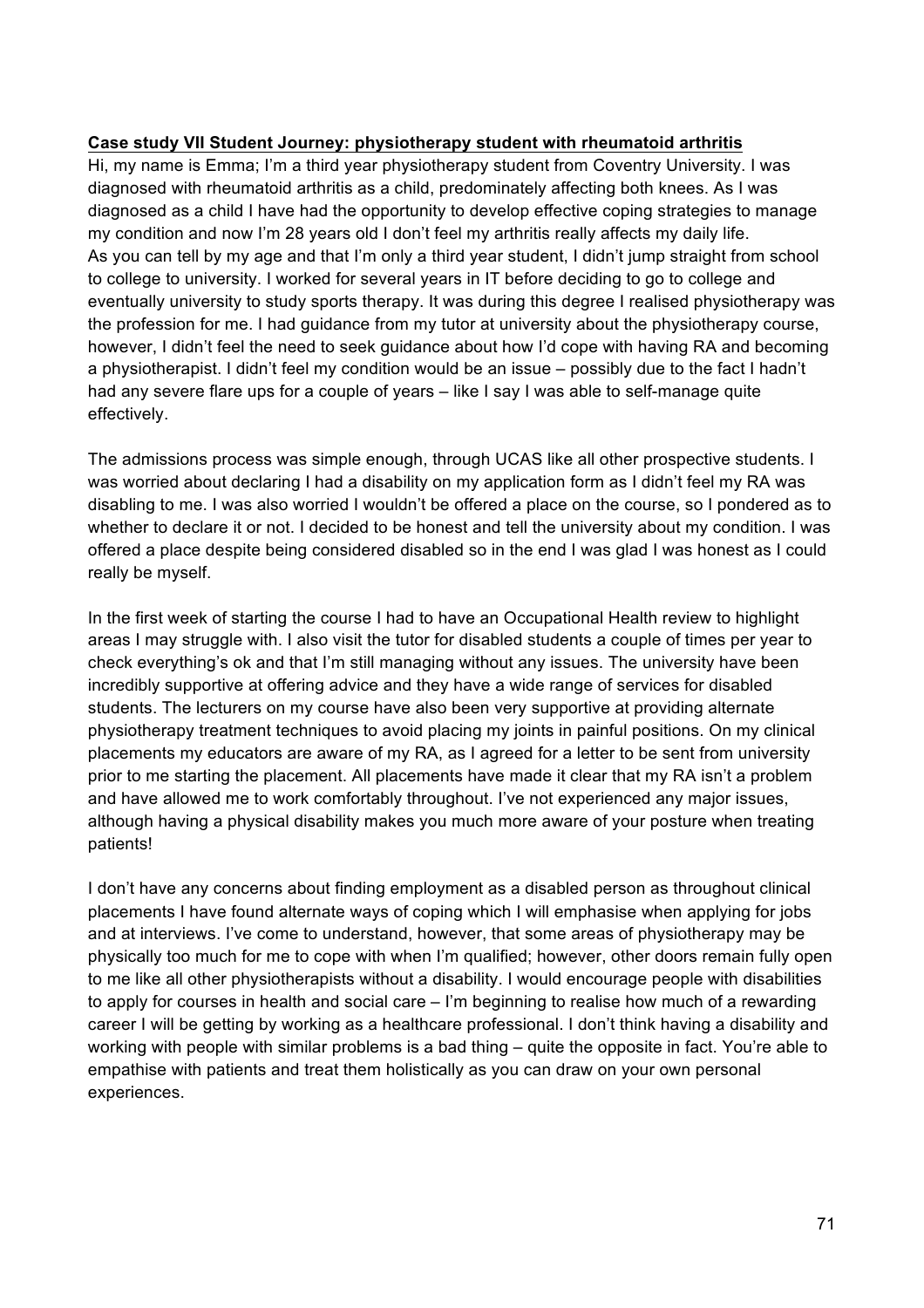**Case study VII Student Journey: physiotherapy student with rheumatoid arthritis**

Hi, my name is Emma; I'm a third year physiotherapy student from Coventry University. I was diagnosed with rheumatoid arthritis as a child, predominately affecting both knees. As I was diagnosed as a child I have had the opportunity to develop effective coping strategies to manage my condition and now I'm 28 years old I don't feel my arthritis really affects my daily life. As you can tell by my age and that I'm only a third year student, I didn't jump straight from school to college to university. I worked for several years in IT before deciding to go to college and eventually university to study sports therapy. It was during this degree I realised physiotherapy was the profession for me. I had guidance from my tutor at university about the physiotherapy course, however, I didn't feel the need to seek guidance about how I'd cope with having RA and becoming a physiotherapist. I didn't feel my condition would be an issue – possibly due to the fact I hadn't had any severe flare ups for a couple of years – like I say I was able to self-manage quite effectively.

The admissions process was simple enough, through UCAS like all other prospective students. I was worried about declaring I had a disability on my application form as I didn't feel my RA was disabling to me. I was also worried I wouldn't be offered a place on the course, so I pondered as to whether to declare it or not. I decided to be honest and tell the university about my condition. I was offered a place despite being considered disabled so in the end I was glad I was honest as I could really be myself.

In the first week of starting the course I had to have an Occupational Health review to highlight areas I may struggle with. I also visit the tutor for disabled students a couple of times per year to check everything's ok and that I'm still managing without any issues. The university have been incredibly supportive at offering advice and they have a wide range of services for disabled students. The lecturers on my course have also been very supportive at providing alternate physiotherapy treatment techniques to avoid placing my joints in painful positions. On my clinical placements my educators are aware of my RA, as I agreed for a letter to be sent from university prior to me starting the placement. All placements have made it clear that my RA isn't a problem and have allowed me to work comfortably throughout. I've not experienced any major issues, although having a physical disability makes you much more aware of your posture when treating patients!

I don't have any concerns about finding employment as a disabled person as throughout clinical placements I have found alternate ways of coping which I will emphasise when applying for jobs and at interviews. I've come to understand, however, that some areas of physiotherapy may be physically too much for me to cope with when I'm qualified; however, other doors remain fully open to me like all other physiotherapists without a disability. I would encourage people with disabilities to apply for courses in health and social care – I'm beginning to realise how much of a rewarding career I will be getting by working as a healthcare professional. I don't think having a disability and working with people with similar problems is a bad thing – quite the opposite in fact. You're able to empathise with patients and treat them holistically as you can draw on your own personal experiences.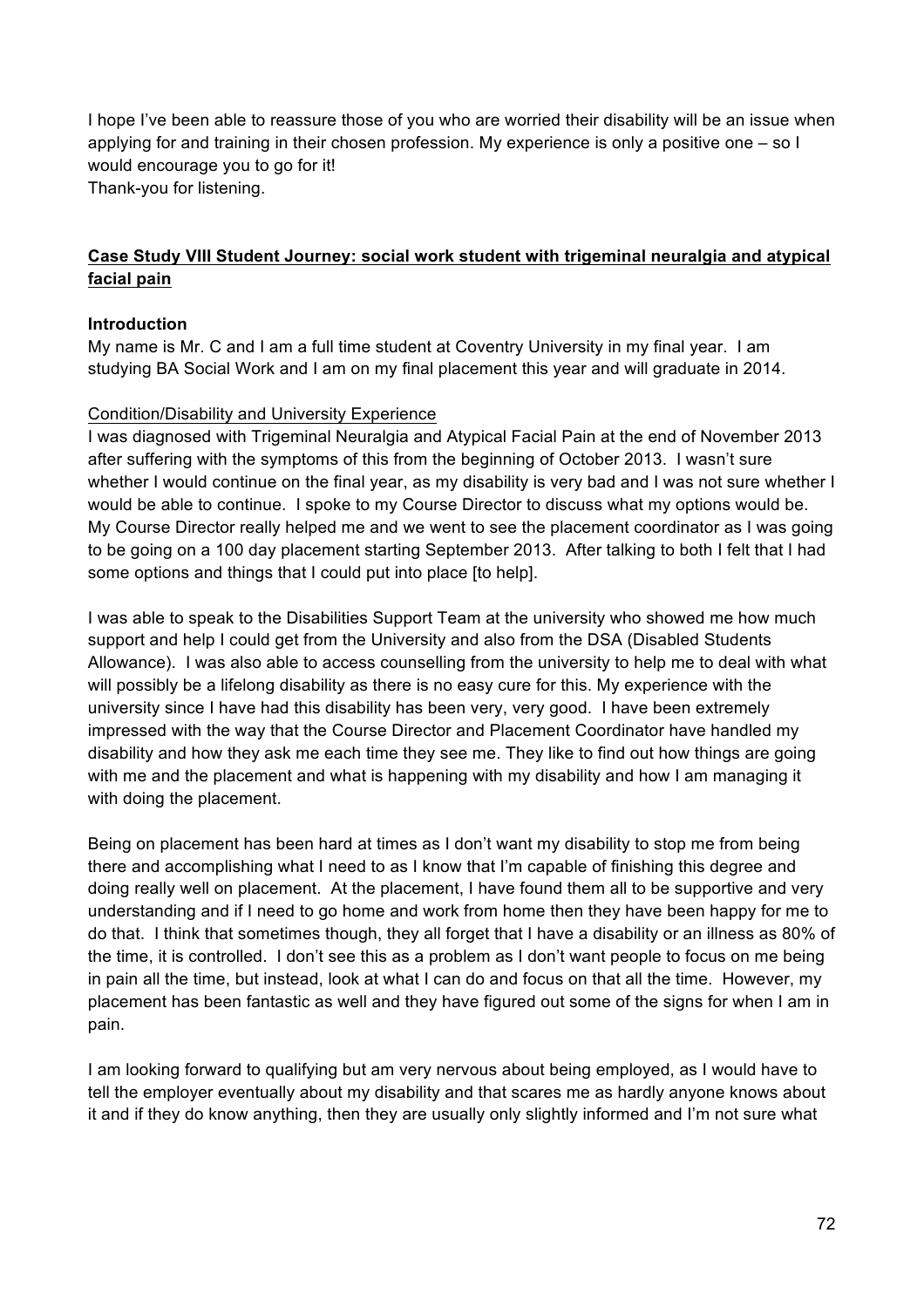I hope I've been able to reassure those of you who are worried their disability will be an issue when applying for and training in their chosen profession. My experience is only a positive one – so I would encourage you to go for it!
Thank-you for listening.

## Case Study VIII Student Journey: social work student with trigeminal neuralgia and atypical facial pain

### Introduction

My name is Mr. C and I am a full time student at Coventry University in my final year. I am studying BA Social Work and I am on my final placement this year and will graduate in 2014.

#### Condition/Disability and University Experience

I was diagnosed with Trigeminal Neuralgia and Atypical Facial Pain at the end of November 2013 after suffering with the symptoms of this from the beginning of October 2013. I wasn't sure whether I would continue on the final year, as my disability is very bad and I was not sure whether I would be able to continue. I spoke to my Course Director to discuss what my options would be. My Course Director really helped me and we went to see the placement coordinator as I was going to be going on a 100 day placement starting September 2013. After talking to both I felt that I had some options and things that I could put into place [to help].

I was able to speak to the Disabilities Support Team at the university who showed me how much support and help I could get from the University and also from the DSA (Disabled Students Allowance). I was also able to access counselling from the university to help me to deal with what will possibly be a lifelong disability as there is no easy cure for this. My experience with the university since I have had this disability has been very, very good. I have been extremely impressed with the way that the Course Director and Placement Coordinator have handled my disability and how they ask me each time they see me. They like to find out how things are going with me and the placement and what is happening with my disability and how I am managing it with doing the placement.

Being on placement has been hard at times as I don't want my disability to stop me from being there and accomplishing what I need to as I know that I'm capable of finishing this degree and doing really well on placement. At the placement, I have found them all to be supportive and very understanding and if I need to go home and work from home then they have been happy for me to do that. I think that sometimes though, they all forget that I have a disability or an illness as 80% of the time, it is controlled. I don't see this as a problem as I don't want people to focus on me being in pain all the time, but instead, look at what I can do and focus on that all the time. However, my placement has been fantastic as well and they have figured out some of the signs for when I am in pain.

I am looking forward to qualifying but am very nervous about being employed, as I would have to tell the employer eventually about my disability and that scares me as hardly anyone knows about it and if they do know anything, then they are usually only slightly informed and I'm not sure what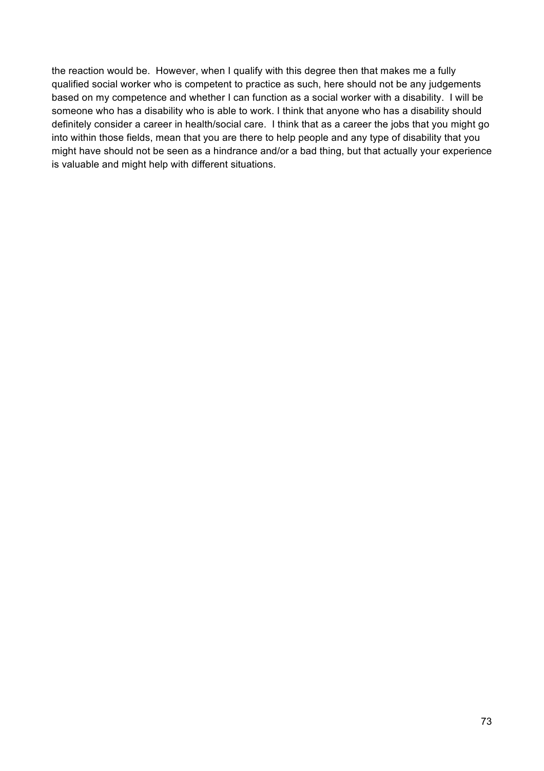the reaction would be. However, when I qualify with this degree then that makes me a fully qualified social worker who is competent to practice as such, here should not be any judgements based on my competence and whether I can function as a social worker with a disability. I will be someone who has a disability who is able to work. I think that anyone who has a disability should definitely consider a career in health/social care. I think that as a career the jobs that you might go into within those fields, mean that you are there to help people and any type of disability that you might have should not be seen as a hindrance and/or a bad thing, but that actually your experience is valuable and might help with different situations.